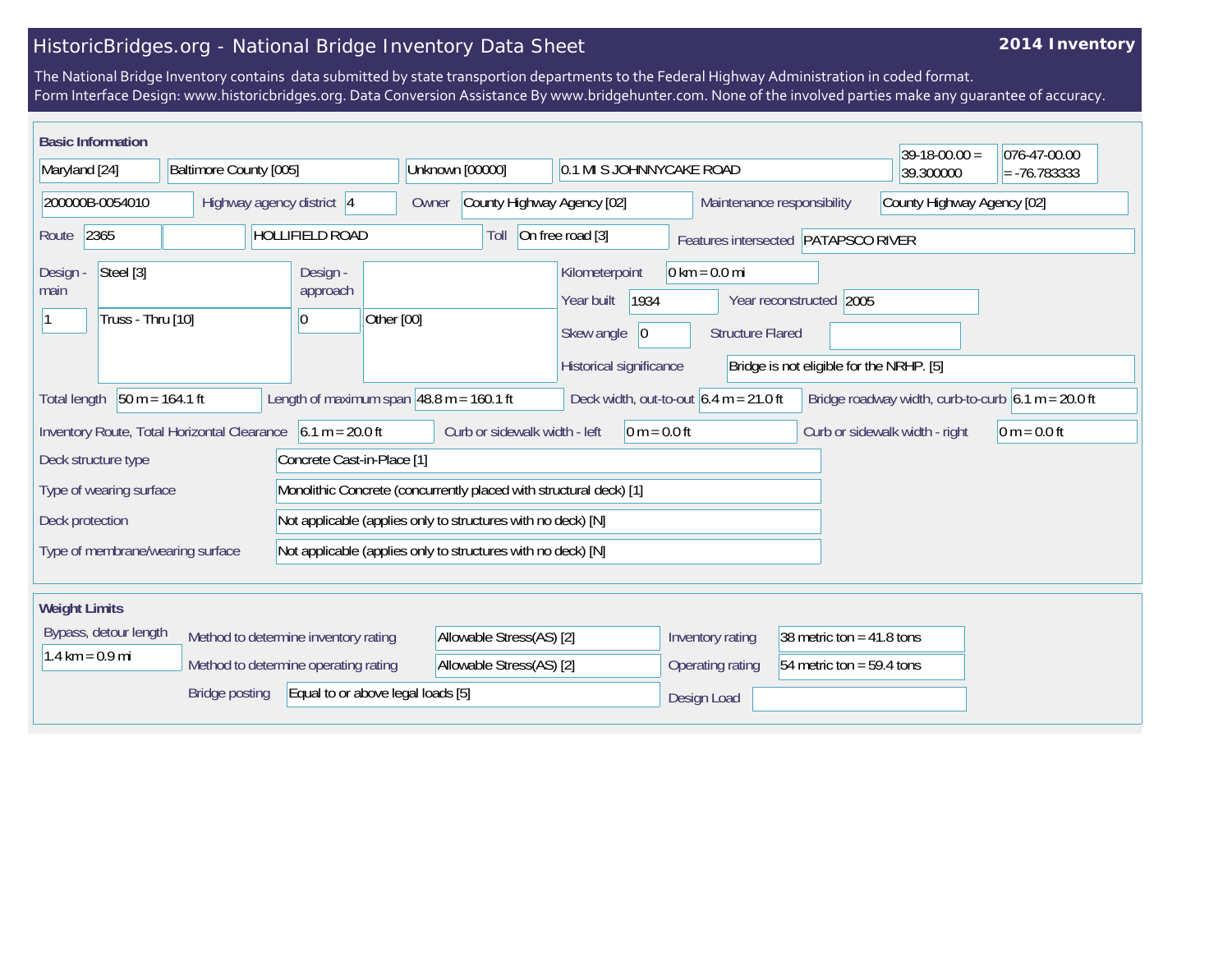# HistoricBridges.org - National Bridge Inventory Data Sheet

**2014 Inventory**

The National Bridge Inventory contains data submitted by state transportion departments to the Federal Highway Administration in coded format.
Form Interface Design: www.historicbridges.org. Data Conversion Assistance By www.bridgehunter.com. None of the involved parties make any guarantee of accuracy.

## Basic Information

| Field | Value |
|---|---|
| State | Maryland [24] |
| County | Baltimore County [005] |
| Place | Unknown [00000] |
| Location | 0.1 MI S JOHNNYCAKE ROAD |
| Latitude | 39-18-00.00 = 39.300000 |
| Longitude | 076-47-00.00 = -76.783333 |
| Structure Number | 200000B-0054010 |
| Highway agency district | 4 |
| Owner | County Highway Agency [02] |
| Maintenance responsibility | County Highway Agency [02] |
| Route | 2365 |
| Facility carried | HOLLIFIELD ROAD |
| Toll | On free road [3] |
| Features intersected | PATAPSCO RIVER |
| Design - main | Steel [3] |
| Design - main (spans) | 1 |
| Design - main (type) | Truss - Thru [10] |
| Design - approach | |
| Design - approach (spans) | 0 |
| Design - approach (type) | Other [00] |
| Kilometerpoint | 0 km = 0.0 mi |
| Year built | 1934 |
| Year reconstructed | 2005 |
| Skew angle | 0 |
| Structure Flared | |
| Historical significance | Bridge is not eligible for the NRHP. [5] |
| Total length | 50 m = 164.1 ft |
| Length of maximum span | 48.8 m = 160.1 ft |
| Deck width, out-to-out | 6.4 m = 21.0 ft |
| Bridge roadway width, curb-to-curb | 6.1 m = 20.0 ft |
| Inventory Route, Total Horizontal Clearance | 6.1 m = 20.0 ft |
| Curb or sidewalk width - left | 0 m = 0.0 ft |
| Curb or sidewalk width - right | 0 m = 0.0 ft |
| Deck structure type | Concrete Cast-in-Place [1] |
| Type of wearing surface | Monolithic Concrete (concurrently placed with structural deck) [1] |
| Deck protection | Not applicable (applies only to structures with no deck) [N] |
| Type of membrane/wearing surface | Not applicable (applies only to structures with no deck) [N] |

## Weight Limits

| Field | Value |
|---|---|
| Bypass, detour length | 1.4 km = 0.9 mi |
| Method to determine inventory rating | Allowable Stress(AS) [2] |
| Method to determine operating rating | Allowable Stress(AS) [2] |
| Inventory rating | 38 metric ton = 41.8 tons |
| Operating rating | 54 metric ton = 59.4 tons |
| Bridge posting | Equal to or above legal loads [5] |
| Design Load | |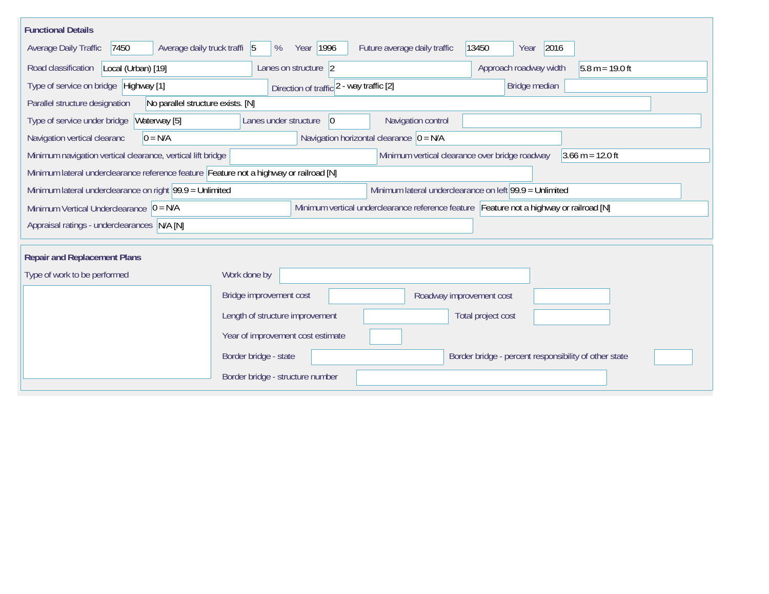## Functional Details

| Field | Value |
|---|---|
| Average Daily Traffic | 7450 |
| Average daily truck traffi | 5 % |
| Year | 1996 |
| Future average daily traffic | 13450 |
| Year | 2016 |
| Road classification | Local (Urban) [19] |
| Lanes on structure | 2 |
| Approach roadway width | 5.8 m = 19.0 ft |
| Type of service on bridge | Highway [1] |
| Direction of traffic | 2 - way traffic [2] |
| Bridge median | |
| Parallel structure designation | No parallel structure exists. [N] |
| Type of service under bridge | Waterway [5] |
| Lanes under structure | 0 |
| Navigation control | |
| Navigation vertical clearanc | 0 = N/A |
| Navigation horizontal clearance | 0 = N/A |
| Minimum navigation vertical clearance, vertical lift bridge | |
| Minimum vertical clearance over bridge roadway | 3.66 m = 12.0 ft |
| Minimum lateral underclearance reference feature | Feature not a highway or railroad [N] |
| Minimum lateral underclearance on right | 99.9 = Unlimited |
| Minimum lateral underclearance on left | 99.9 = Unlimited |
| Minimum Vertical Underclearance | 0 = N/A |
| Minimum vertical underclearance reference feature | Feature not a highway or railroad [N] |
| Appraisal ratings - underclearances | N/A [N] |

## Repair and Replacement Plans

| Field | Value |
|---|---|
| Type of work to be performed | |
| Work done by | |
| Bridge improvement cost | |
| Roadway improvement cost | |
| Length of structure improvement | |
| Total project cost | |
| Year of improvement cost estimate | |
| Border bridge - state | |
| Border bridge - percent responsibility of other state | |
| Border bridge - structure number | |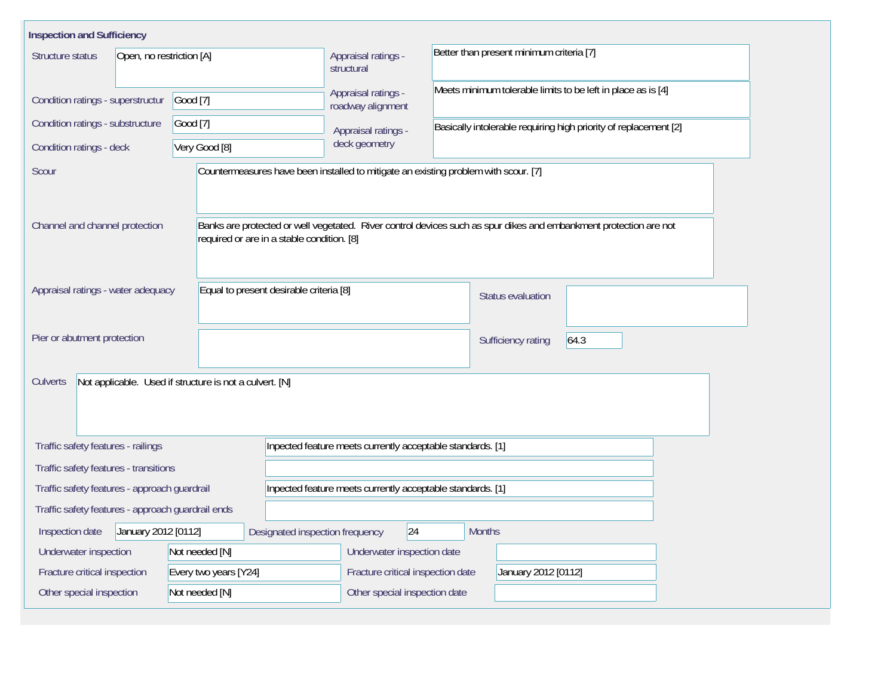## Inspection and Sufficiency

| | |
|---|---|
| Structure status | Open, no restriction [A] |
| Appraisal ratings - structural | Better than present minimum criteria [7] |
| Condition ratings - superstructur | Good [7] |
| Appraisal ratings - roadway alignment | Meets minimum tolerable limits to be left in place as is [4] |
| Condition ratings - substructure | Good [7] |
| Appraisal ratings - deck geometry | Basically intolerable requiring high priority of replacement [2] |
| Condition ratings - deck | Very Good [8] |
| Scour | Countermeasures have been installed to mitigate an existing problem with scour. [7] |
| Channel and channel protection | Banks are protected or well vegetated. River control devices such as spur dikes and embankment protection are not required or are in a stable condition. [8] |
| Appraisal ratings - water adequacy | Equal to present desirable criteria [8] |
| Status evaluation | |
| Pier or abutment protection | |
| Sufficiency rating | 64.3 |
| Culverts | Not applicable. Used if structure is not a culvert. [N] |
| Traffic safety features - railings | Inpected feature meets currently acceptable standards. [1] |
| Traffic safety features - transitions | |
| Traffic safety features - approach guardrail | Inpected feature meets currently acceptable standards. [1] |
| Traffic safety features - approach guardrail ends | |
| Inspection date | January 2012 [0112] |
| Designated inspection frequency | 24 Months |
| Underwater inspection | Not needed [N] |
| Underwater inspection date | |
| Fracture critical inspection | Every two years [Y24] |
| Fracture critical inspection date | January 2012 [0112] |
| Other special inspection | Not needed [N] |
| Other special inspection date | |